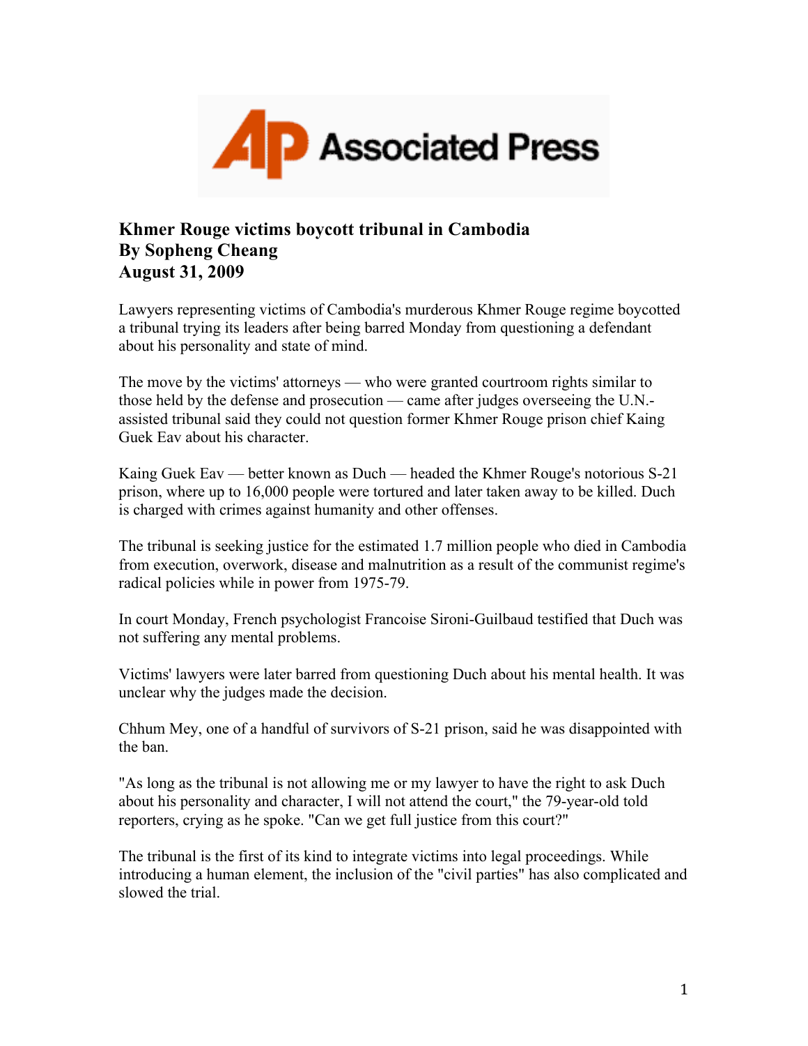Associated Press

**Khmer Rouge victims boycott tribunal in Cambodia**
**By Sopheng Cheang**
**August 31, 2009**

Lawyers representing victims of Cambodia's murderous Khmer Rouge regime boycotted a tribunal trying its leaders after being barred Monday from questioning a defendant about his personality and state of mind.

The move by the victims' attorneys — who were granted courtroom rights similar to those held by the defense and prosecution — came after judges overseeing the U.N.-assisted tribunal said they could not question former Khmer Rouge prison chief Kaing Guek Eav about his character.

Kaing Guek Eav — better known as Duch — headed the Khmer Rouge's notorious S-21 prison, where up to 16,000 people were tortured and later taken away to be killed. Duch is charged with crimes against humanity and other offenses.

The tribunal is seeking justice for the estimated 1.7 million people who died in Cambodia from execution, overwork, disease and malnutrition as a result of the communist regime's radical policies while in power from 1975-79.

In court Monday, French psychologist Francoise Sironi-Guilbaud testified that Duch was not suffering any mental problems.

Victims' lawyers were later barred from questioning Duch about his mental health. It was unclear why the judges made the decision.

Chhum Mey, one of a handful of survivors of S-21 prison, said he was disappointed with the ban.

"As long as the tribunal is not allowing me or my lawyer to have the right to ask Duch about his personality and character, I will not attend the court," the 79-year-old told reporters, crying as he spoke. "Can we get full justice from this court?"

The tribunal is the first of its kind to integrate victims into legal proceedings. While introducing a human element, the inclusion of the "civil parties" has also complicated and slowed the trial.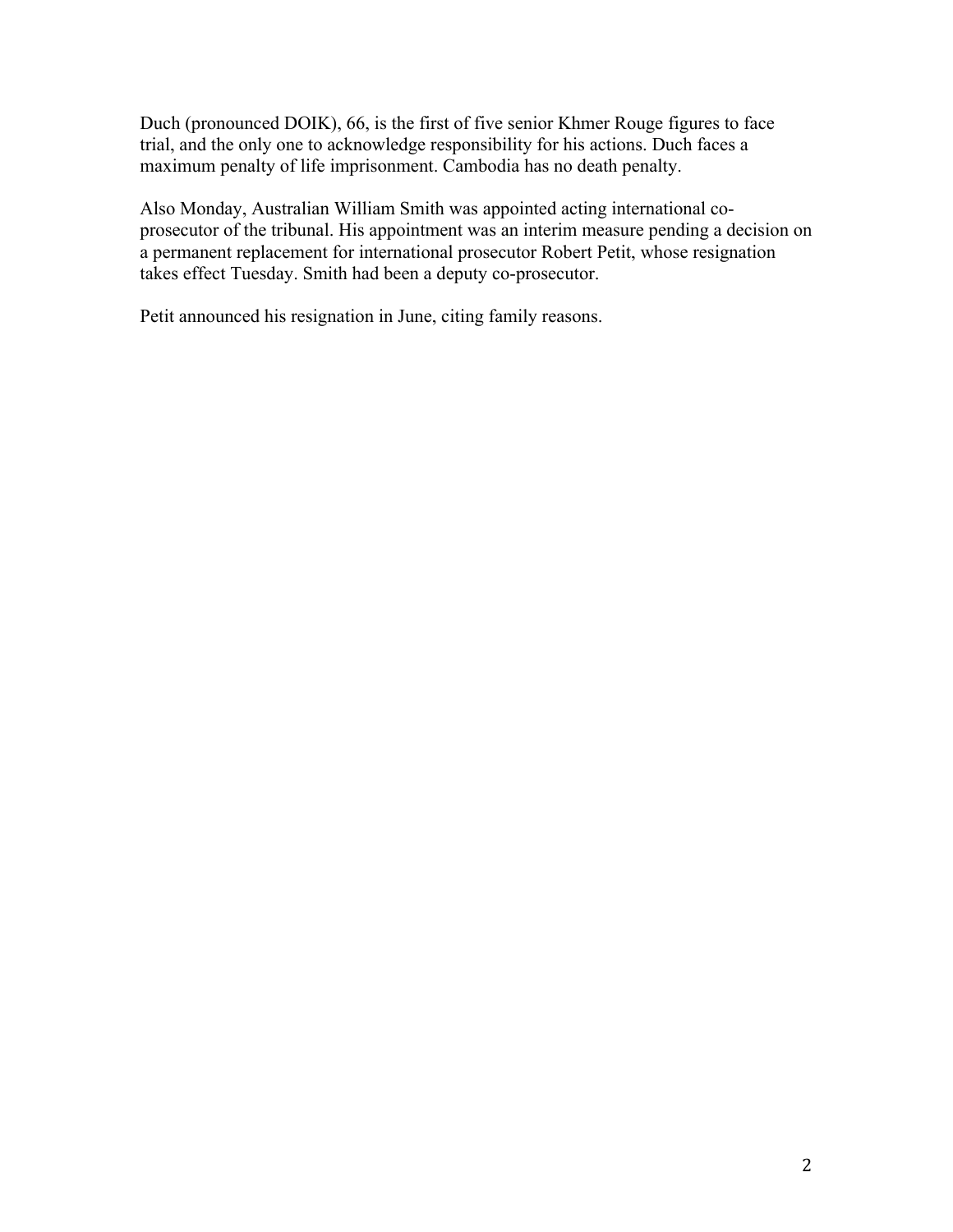Duch (pronounced DOIK), 66, is the first of five senior Khmer Rouge figures to face trial, and the only one to acknowledge responsibility for his actions. Duch faces a maximum penalty of life imprisonment. Cambodia has no death penalty.

Also Monday, Australian William Smith was appointed acting international co-prosecutor of the tribunal. His appointment was an interim measure pending a decision on a permanent replacement for international prosecutor Robert Petit, whose resignation takes effect Tuesday. Smith had been a deputy co-prosecutor.

Petit announced his resignation in June, citing family reasons.